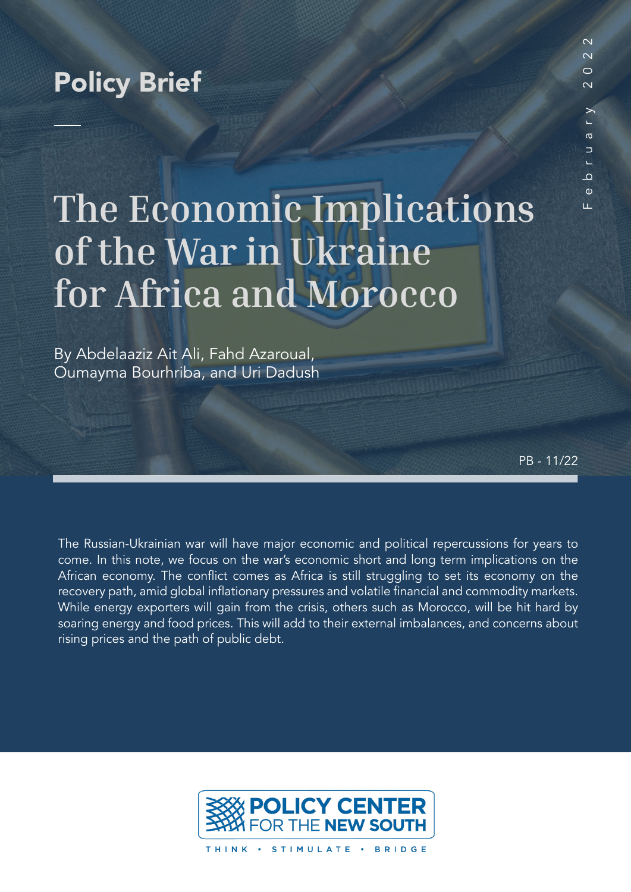Policy Brief

February 2022

# The Economic Implications of the War in Ukraine for Africa and Morocco

By Abdelaaziz Ait Ali, Fahd Azaroual, Oumayma Bourhriba, and Uri Dadush

PB - 11/22

The Russian-Ukrainian war will have major economic and political repercussions for years to come. In this note, we focus on the war's economic short and long term implications on the African economy. The conflict comes as Africa is still struggling to set its economy on the recovery path, amid global inflationary pressures and volatile financial and commodity markets. While energy exporters will gain from the crisis, others such as Morocco, will be hit hard by soaring energy and food prices. This will add to their external imbalances, and concerns about rising prices and the path of public debt.

POLICY CENTER FOR THE NEW SOUTH

THINK • STIMULATE • BRIDGE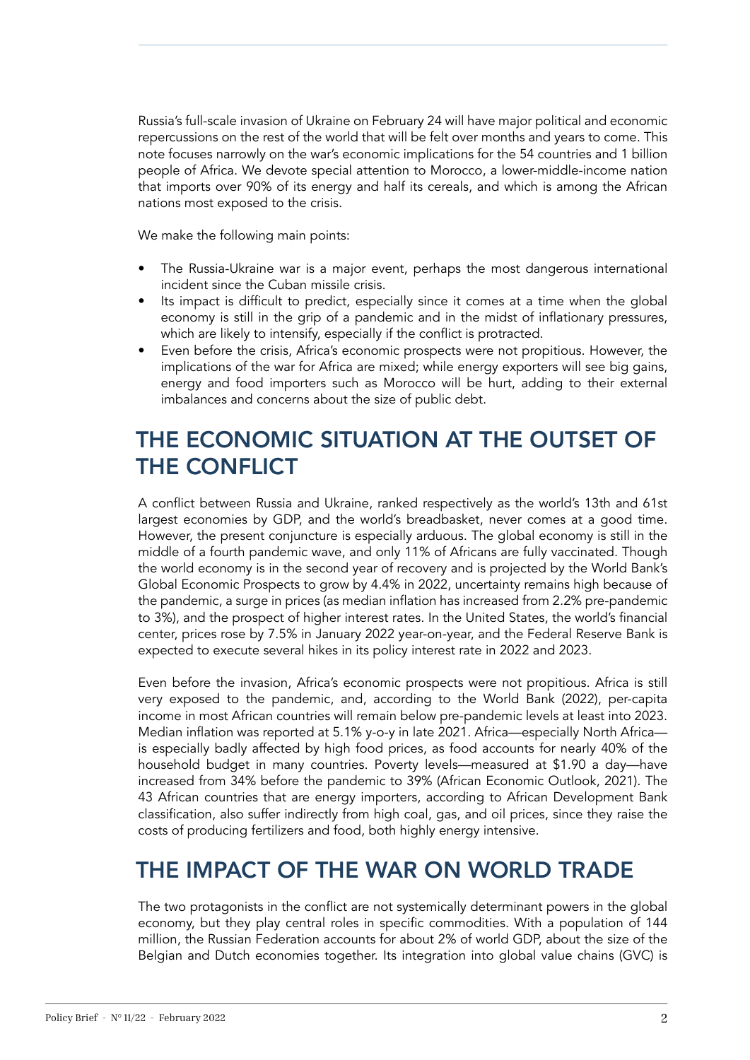Russia's full-scale invasion of Ukraine on February 24 will have major political and economic repercussions on the rest of the world that will be felt over months and years to come. This note focuses narrowly on the war's economic implications for the 54 countries and 1 billion people of Africa. We devote special attention to Morocco, a lower-middle-income nation that imports over 90% of its energy and half its cereals, and which is among the African nations most exposed to the crisis.

We make the following main points:

- The Russia-Ukraine war is a major event, perhaps the most dangerous international incident since the Cuban missile crisis.
- Its impact is difficult to predict, especially since it comes at a time when the global economy is still in the grip of a pandemic and in the midst of inflationary pressures, which are likely to intensify, especially if the conflict is protracted.
- Even before the crisis, Africa's economic prospects were not propitious. However, the implications of the war for Africa are mixed; while energy exporters will see big gains, energy and food importers such as Morocco will be hurt, adding to their external imbalances and concerns about the size of public debt.

## THE ECONOMIC SITUATION AT THE OUTSET OF THE CONFLICT

A conflict between Russia and Ukraine, ranked respectively as the world's 13th and 61st largest economies by GDP, and the world's breadbasket, never comes at a good time. However, the present conjuncture is especially arduous. The global economy is still in the middle of a fourth pandemic wave, and only 11% of Africans are fully vaccinated. Though the world economy is in the second year of recovery and is projected by the World Bank's Global Economic Prospects to grow by 4.4% in 2022, uncertainty remains high because of the pandemic, a surge in prices (as median inflation has increased from 2.2% pre-pandemic to 3%), and the prospect of higher interest rates. In the United States, the world's financial center, prices rose by 7.5% in January 2022 year-on-year, and the Federal Reserve Bank is expected to execute several hikes in its policy interest rate in 2022 and 2023.

Even before the invasion, Africa's economic prospects were not propitious. Africa is still very exposed to the pandemic, and, according to the World Bank (2022), per-capita income in most African countries will remain below pre-pandemic levels at least into 2023. Median inflation was reported at 5.1% y-o-y in late 2021. Africa—especially North Africa—is especially badly affected by high food prices, as food accounts for nearly 40% of the household budget in many countries. Poverty levels—measured at $1.90 a day—have increased from 34% before the pandemic to 39% (African Economic Outlook, 2021). The 43 African countries that are energy importers, according to African Development Bank classification, also suffer indirectly from high coal, gas, and oil prices, since they raise the costs of producing fertilizers and food, both highly energy intensive.

## THE IMPACT OF THE WAR ON WORLD TRADE

The two protagonists in the conflict are not systemically determinant powers in the global economy, but they play central roles in specific commodities. With a population of 144 million, the Russian Federation accounts for about 2% of world GDP, about the size of the Belgian and Dutch economies together. Its integration into global value chains (GVC) is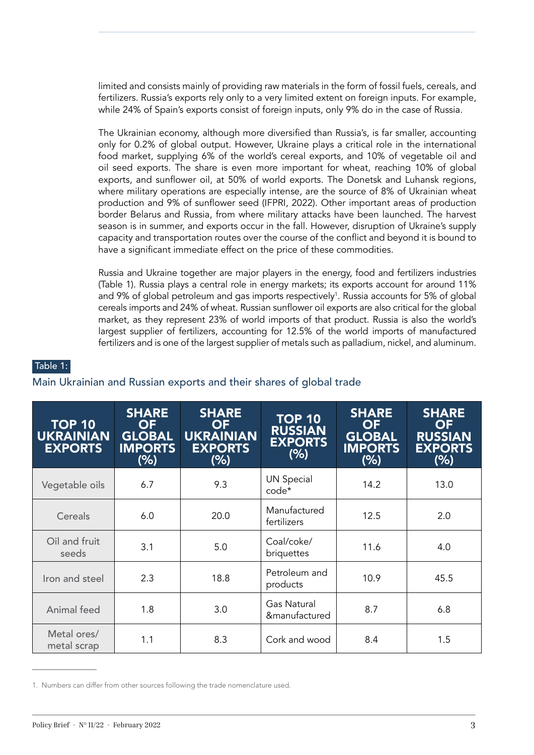limited and consists mainly of providing raw materials in the form of fossil fuels, cereals, and fertilizers. Russia's exports rely only to a very limited extent on foreign inputs. For example, while 24% of Spain's exports consist of foreign inputs, only 9% do in the case of Russia.

The Ukrainian economy, although more diversified than Russia's, is far smaller, accounting only for 0.2% of global output. However, Ukraine plays a critical role in the international food market, supplying 6% of the world's cereal exports, and 10% of vegetable oil and oil seed exports. The share is even more important for wheat, reaching 10% of global exports, and sunflower oil, at 50% of world exports. The Donetsk and Luhansk regions, where military operations are especially intense, are the source of 8% of Ukrainian wheat production and 9% of sunflower seed (IFPRI, 2022). Other important areas of production border Belarus and Russia, from where military attacks have been launched. The harvest season is in summer, and exports occur in the fall. However, disruption of Ukraine's supply capacity and transportation routes over the course of the conflict and beyond it is bound to have a significant immediate effect on the price of these commodities.

Russia and Ukraine together are major players in the energy, food and fertilizers industries (Table 1). Russia plays a central role in energy markets; its exports account for around 11% and 9% of global petroleum and gas imports respectively[1]. Russia accounts for 5% of global cereals imports and 24% of wheat. Russian sunflower oil exports are also critical for the global market, as they represent 23% of world imports of that product. Russia is also the world's largest supplier of fertilizers, accounting for 12.5% of the world imports of manufactured fertilizers and is one of the largest supplier of metals such as palladium, nickel, and aluminum.

Table 1:

Main Ukrainian and Russian exports and their shares of global trade

| TOP 10 UKRAINIAN EXPORTS | SHARE OF GLOBAL IMPORTS (%) | SHARE OF UKRAINIAN EXPORTS (%) | TOP 10 RUSSIAN EXPORTS (%) | SHARE OF GLOBAL IMPORTS (%) | SHARE OF RUSSIAN EXPORTS (%) |
|---|---|---|---|---|---|
| Vegetable oils | 6.7 | 9.3 | UN Special code* | 14.2 | 13.0 |
| Cereals | 6.0 | 20.0 | Manufactured fertilizers | 12.5 | 2.0 |
| Oil and fruit seeds | 3.1 | 5.0 | Coal/coke/ briquettes | 11.6 | 4.0 |
| Iron and steel | 2.3 | 18.8 | Petroleum and products | 10.9 | 45.5 |
| Animal feed | 1.8 | 3.0 | Gas Natural &manufactured | 8.7 | 6.8 |
| Metal ores/ metal scrap | 1.1 | 8.3 | Cork and wood | 8.4 | 1.5 |

1. Numbers can differ from other sources following the trade nomenclature used.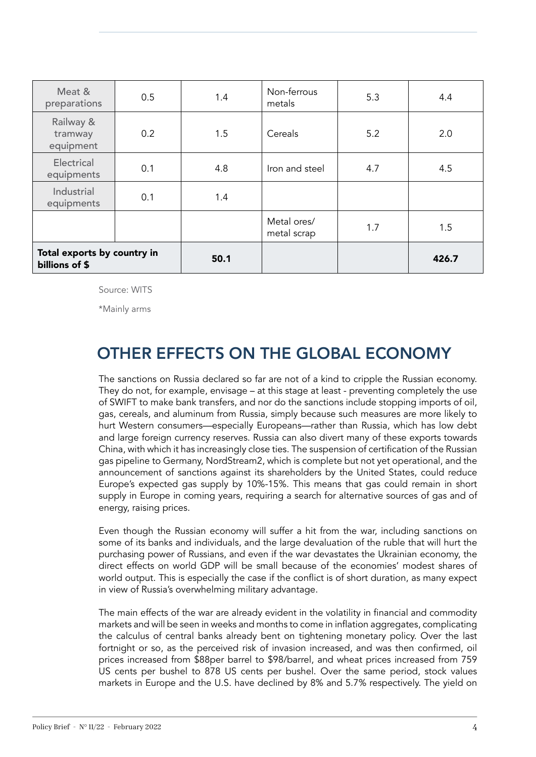| Meat & preparations | 0.5 | 1.4 | Non-ferrous metals | 5.3 | 4.4 |
|---|---|---|---|---|---|
| Railway & tramway equipment | 0.2 | 1.5 | Cereals | 5.2 | 2.0 |
| Electrical equipments | 0.1 | 4.8 | Iron and steel | 4.7 | 4.5 |
| Industrial equipments | 0.1 | 1.4 | | | |
| | | | Metal ores/ metal scrap | 1.7 | 1.5 |
| **Total exports by country in billions of $** | | **50.1** | | | **426.7** |

Source: WITS

*Mainly arms

## OTHER EFFECTS ON THE GLOBAL ECONOMY

The sanctions on Russia declared so far are not of a kind to cripple the Russian economy. They do not, for example, envisage – at this stage at least - preventing completely the use of SWIFT to make bank transfers, and nor do the sanctions include stopping imports of oil, gas, cereals, and aluminum from Russia, simply because such measures are more likely to hurt Western consumers—especially Europeans—rather than Russia, which has low debt and large foreign currency reserves. Russia can also divert many of these exports towards China, with which it has increasingly close ties. The suspension of certification of the Russian gas pipeline to Germany, NordStream2, which is complete but not yet operational, and the announcement of sanctions against its shareholders by the United States, could reduce Europe's expected gas supply by 10%-15%. This means that gas could remain in short supply in Europe in coming years, requiring a search for alternative sources of gas and of energy, raising prices.

Even though the Russian economy will suffer a hit from the war, including sanctions on some of its banks and individuals, and the large devaluation of the ruble that will hurt the purchasing power of Russians, and even if the war devastates the Ukrainian economy, the direct effects on world GDP will be small because of the economies' modest shares of world output. This is especially the case if the conflict is of short duration, as many expect in view of Russia's overwhelming military advantage.

The main effects of the war are already evident in the volatility in financial and commodity markets and will be seen in weeks and months to come in inflation aggregates, complicating the calculus of central banks already bent on tightening monetary policy. Over the last fortnight or so, as the perceived risk of invasion increased, and was then confirmed, oil prices increased from $88per barrel to $98/barrel, and wheat prices increased from 759 US cents per bushel to 878 US cents per bushel. Over the same period, stock values markets in Europe and the U.S. have declined by 8% and 5.7% respectively. The yield on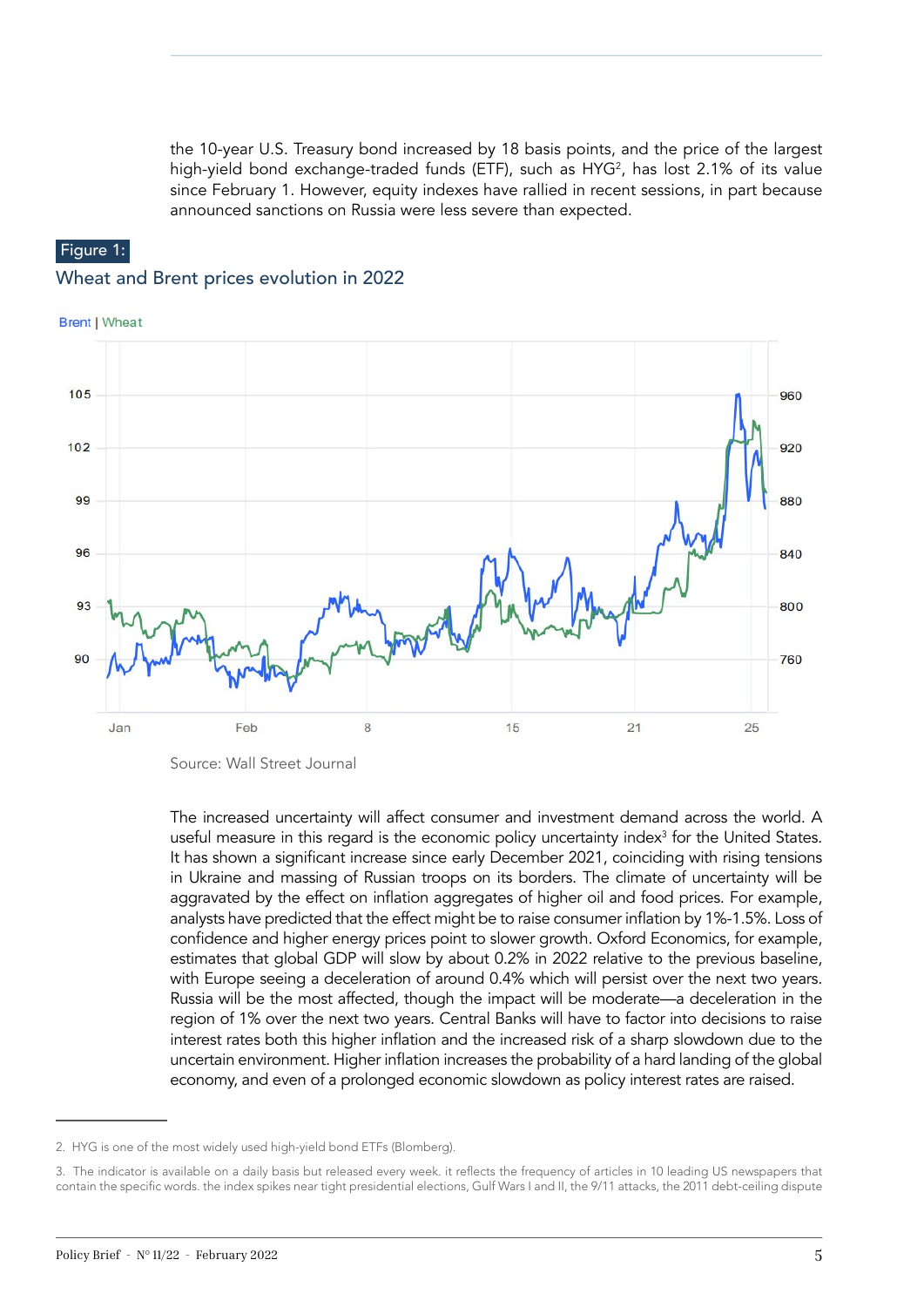the 10-year U.S. Treasury bond increased by 18 basis points, and the price of the largest high-yield bond exchange-traded funds (ETF), such as HYG[2], has lost 2.1% of its value since February 1. However, equity indexes have rallied in recent sessions, in part because announced sanctions on Russia were less severe than expected.

**Figure 1:**

Wheat and Brent prices evolution in 2022

Source: Wall Street Journal

The increased uncertainty will affect consumer and investment demand across the world. A useful measure in this regard is the economic policy uncertainty index[3] for the United States. It has shown a significant increase since early December 2021, coinciding with rising tensions in Ukraine and massing of Russian troops on its borders. The climate of uncertainty will be aggravated by the effect on inflation aggregates of higher oil and food prices. For example, analysts have predicted that the effect might be to raise consumer inflation by 1%-1.5%. Loss of confidence and higher energy prices point to slower growth. Oxford Economics, for example, estimates that global GDP will slow by about 0.2% in 2022 relative to the previous baseline, with Europe seeing a deceleration of around 0.4% which will persist over the next two years. Russia will be the most affected, though the impact will be moderate—a deceleration in the region of 1% over the next two years. Central Banks will have to factor into decisions to raise interest rates both this higher inflation and the increased risk of a sharp slowdown due to the uncertain environment. Higher inflation increases the probability of a hard landing of the global economy, and even of a prolonged economic slowdown as policy interest rates are raised.

---

2. HYG is one of the most widely used high-yield bond ETFs (Blomberg).

3. The indicator is available on a daily basis but released every week. it reflects the frequency of articles in 10 leading US newspapers that contain the specific words. the index spikes near tight presidential elections, Gulf Wars I and II, the 9/11 attacks, the 2011 debt-ceiling dispute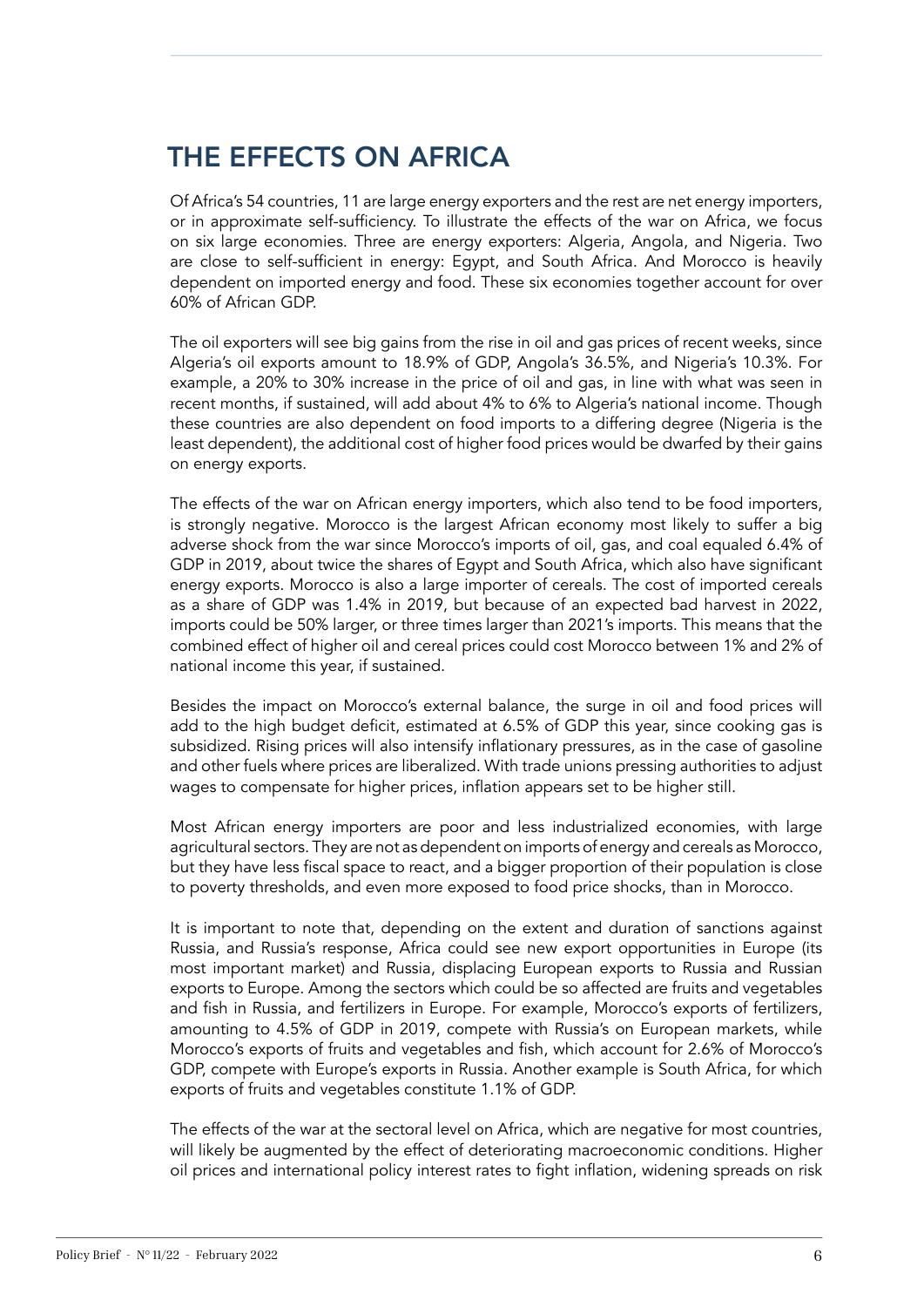## THE EFFECTS ON AFRICA

Of Africa's 54 countries, 11 are large energy exporters and the rest are net energy importers, or in approximate self-sufficiency. To illustrate the effects of the war on Africa, we focus on six large economies. Three are energy exporters: Algeria, Angola, and Nigeria. Two are close to self-sufficient in energy: Egypt, and South Africa. And Morocco is heavily dependent on imported energy and food. These six economies together account for over 60% of African GDP.

The oil exporters will see big gains from the rise in oil and gas prices of recent weeks, since Algeria's oil exports amount to 18.9% of GDP, Angola's 36.5%, and Nigeria's 10.3%. For example, a 20% to 30% increase in the price of oil and gas, in line with what was seen in recent months, if sustained, will add about 4% to 6% to Algeria's national income. Though these countries are also dependent on food imports to a differing degree (Nigeria is the least dependent), the additional cost of higher food prices would be dwarfed by their gains on energy exports.

The effects of the war on African energy importers, which also tend to be food importers, is strongly negative. Morocco is the largest African economy most likely to suffer a big adverse shock from the war since Morocco's imports of oil, gas, and coal equaled 6.4% of GDP in 2019, about twice the shares of Egypt and South Africa, which also have significant energy exports. Morocco is also a large importer of cereals. The cost of imported cereals as a share of GDP was 1.4% in 2019, but because of an expected bad harvest in 2022, imports could be 50% larger, or three times larger than 2021's imports. This means that the combined effect of higher oil and cereal prices could cost Morocco between 1% and 2% of national income this year, if sustained.

Besides the impact on Morocco's external balance, the surge in oil and food prices will add to the high budget deficit, estimated at 6.5% of GDP this year, since cooking gas is subsidized. Rising prices will also intensify inflationary pressures, as in the case of gasoline and other fuels where prices are liberalized. With trade unions pressing authorities to adjust wages to compensate for higher prices, inflation appears set to be higher still.

Most African energy importers are poor and less industrialized economies, with large agricultural sectors. They are not as dependent on imports of energy and cereals as Morocco, but they have less fiscal space to react, and a bigger proportion of their population is close to poverty thresholds, and even more exposed to food price shocks, than in Morocco.

It is important to note that, depending on the extent and duration of sanctions against Russia, and Russia's response, Africa could see new export opportunities in Europe (its most important market) and Russia, displacing European exports to Russia and Russian exports to Europe. Among the sectors which could be so affected are fruits and vegetables and fish in Russia, and fertilizers in Europe. For example, Morocco's exports of fertilizers, amounting to 4.5% of GDP in 2019, compete with Russia's on European markets, while Morocco's exports of fruits and vegetables and fish, which account for 2.6% of Morocco's GDP, compete with Europe's exports in Russia. Another example is South Africa, for which exports of fruits and vegetables constitute 1.1% of GDP.

The effects of the war at the sectoral level on Africa, which are negative for most countries, will likely be augmented by the effect of deteriorating macroeconomic conditions. Higher oil prices and international policy interest rates to fight inflation, widening spreads on risk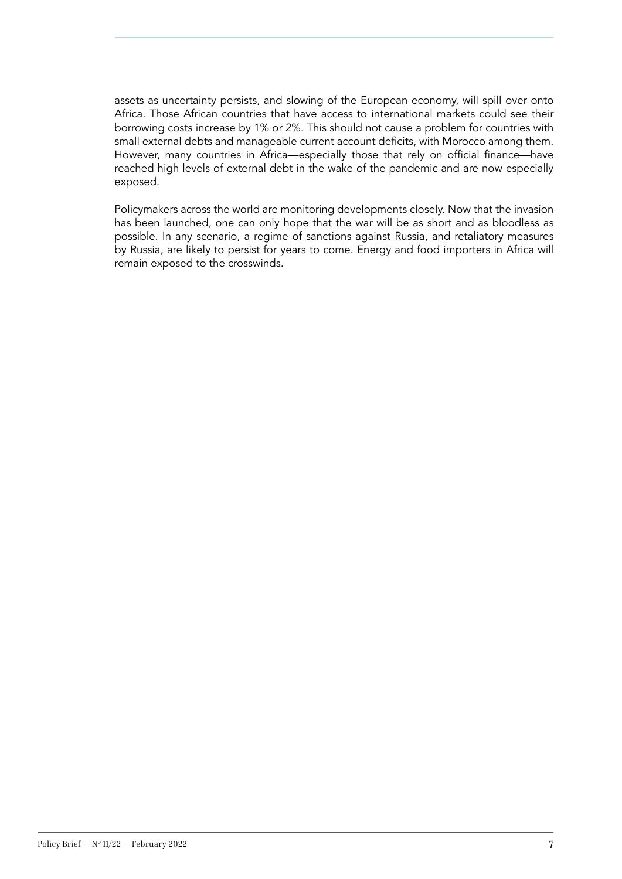assets as uncertainty persists, and slowing of the European economy, will spill over onto Africa. Those African countries that have access to international markets could see their borrowing costs increase by 1% or 2%. This should not cause a problem for countries with small external debts and manageable current account deficits, with Morocco among them. However, many countries in Africa—especially those that rely on official finance—have reached high levels of external debt in the wake of the pandemic and are now especially exposed.

Policymakers across the world are monitoring developments closely. Now that the invasion has been launched, one can only hope that the war will be as short and as bloodless as possible. In any scenario, a regime of sanctions against Russia, and retaliatory measures by Russia, are likely to persist for years to come. Energy and food importers in Africa will remain exposed to the crosswinds.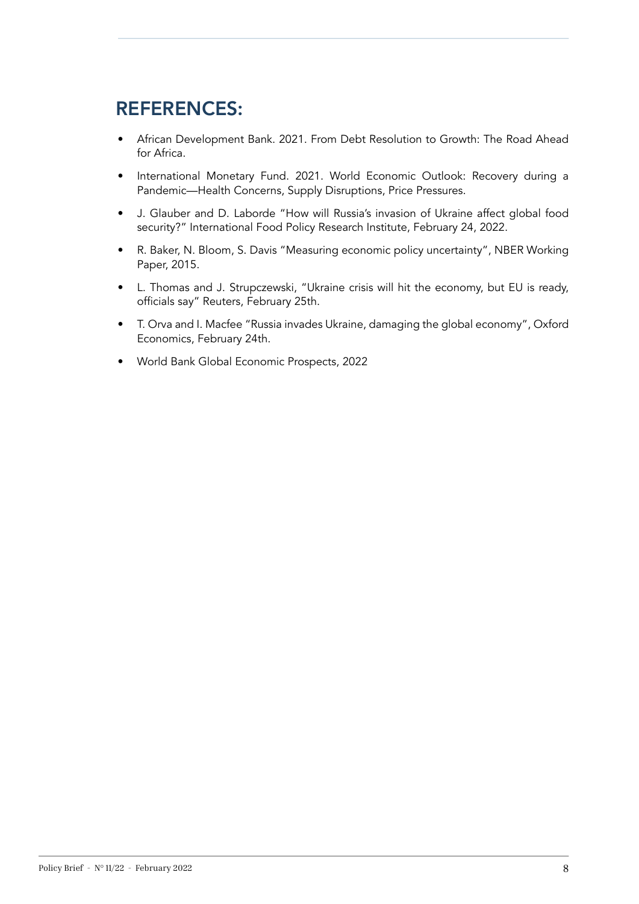## REFERENCES:

- African Development Bank. 2021. From Debt Resolution to Growth: The Road Ahead for Africa.
- International Monetary Fund. 2021. World Economic Outlook: Recovery during a Pandemic—Health Concerns, Supply Disruptions, Price Pressures.
- J. Glauber and D. Laborde "How will Russia's invasion of Ukraine affect global food security?" International Food Policy Research Institute, February 24, 2022.
- R. Baker, N. Bloom, S. Davis "Measuring economic policy uncertainty", NBER Working Paper, 2015.
- L. Thomas and J. Strupczewski, "Ukraine crisis will hit the economy, but EU is ready, officials say" Reuters, February 25th.
- T. Orva and I. Macfee "Russia invades Ukraine, damaging the global economy", Oxford Economics, February 24th.
- World Bank Global Economic Prospects, 2022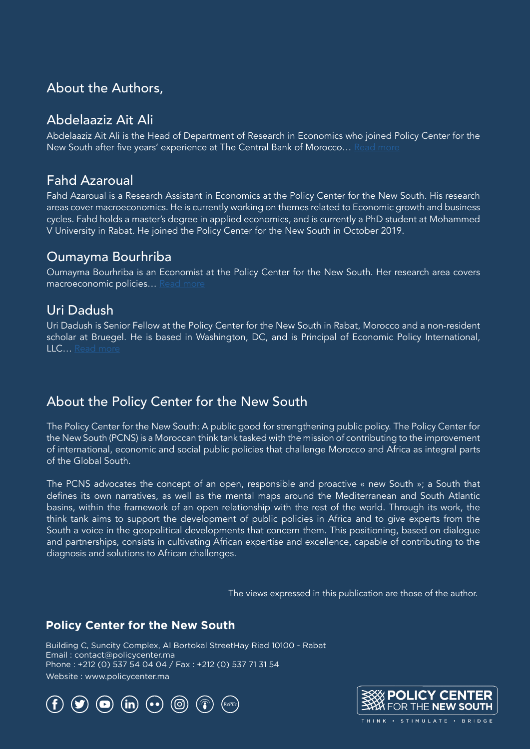## About the Authors,

### Abdelaaziz Ait Ali

Abdelaaziz Ait Ali is the Head of Department of Research in Economics who joined Policy Center for the New South after five years' experience at The Central Bank of Morocco… Read more

### Fahd Azaroual

Fahd Azaroual is a Research Assistant in Economics at the Policy Center for the New South. His research areas cover macroeconomics. He is currently working on themes related to Economic growth and business cycles. Fahd holds a master's degree in applied economics, and is currently a PhD student at Mohammed V University in Rabat. He joined the Policy Center for the New South in October 2019.

### Oumayma Bourhriba

Oumayma Bourhriba is an Economist at the Policy Center for the New South. Her research area covers macroeconomic policies… Read more

### Uri Dadush

Uri Dadush is Senior Fellow at the Policy Center for the New South in Rabat, Morocco and a non-resident scholar at Bruegel. He is based in Washington, DC, and is Principal of Economic Policy International, LLC… Read more

## About the Policy Center for the New South

The Policy Center for the New South: A public good for strengthening public policy. The Policy Center for the New South (PCNS) is a Moroccan think tank tasked with the mission of contributing to the improvement of international, economic and social public policies that challenge Morocco and Africa as integral parts of the Global South.

The PCNS advocates the concept of an open, responsible and proactive « new South »; a South that defines its own narratives, as well as the mental maps around the Mediterranean and South Atlantic basins, within the framework of an open relationship with the rest of the world. Through its work, the think tank aims to support the development of public policies in Africa and to give experts from the South a voice in the geopolitical developments that concern them. This positioning, based on dialogue and partnerships, consists in cultivating African expertise and excellence, capable of contributing to the diagnosis and solutions to African challenges.

The views expressed in this publication are those of the author.

**Policy Center for the New South**

Building C, Suncity Complex, Al Bortokal StreetHay Riad 10100 - Rabat
Email : contact@policycenter.ma
Phone : +212 (0) 537 54 04 04 / Fax : +212 (0) 537 71 31 54
Website : www.policycenter.ma

POLICY CENTER FOR THE NEW SOUTH

THINK • STIMULATE • BRIDGE